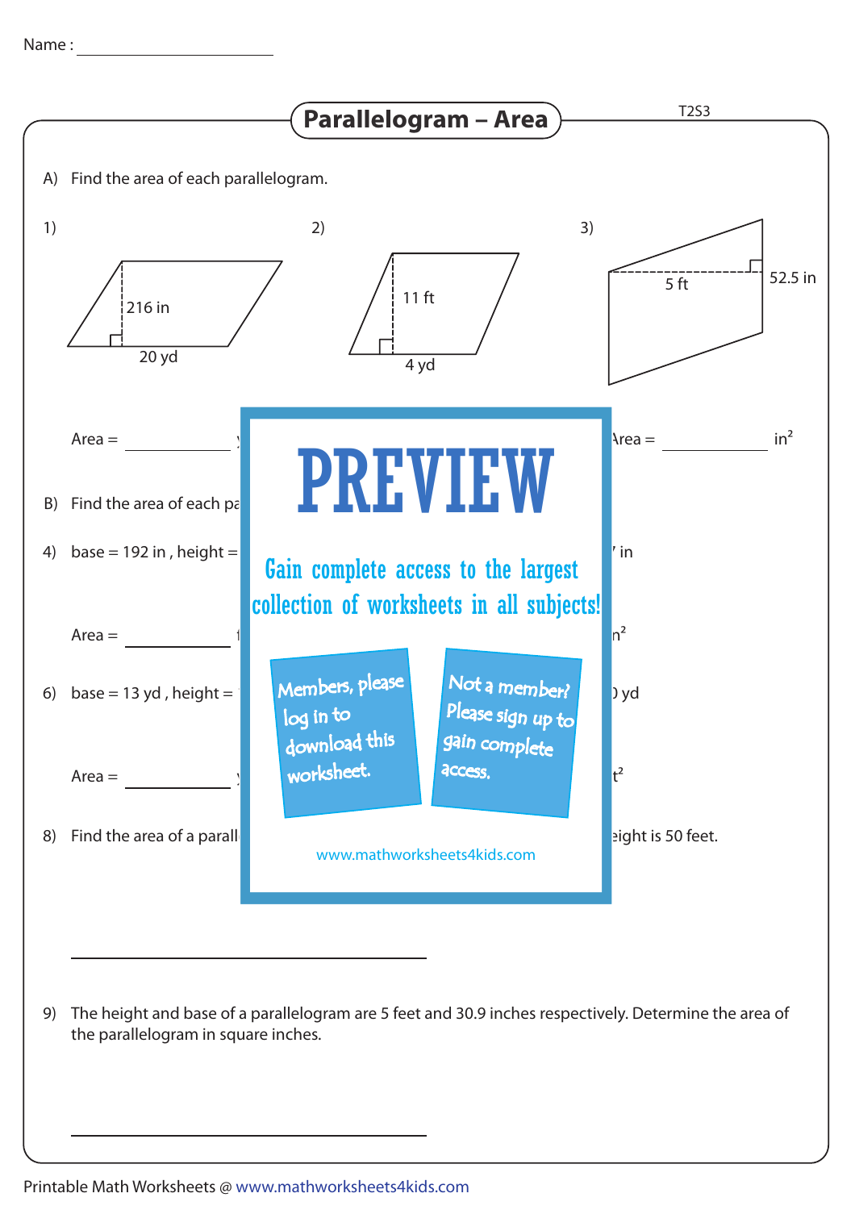Name : ______________________

# Parallelogram – Area

T2S3

A) Find the area of each parallelogram.

1) 216 in, 20 yd

2) 11 ft, 4 yd

3) 5 ft, 52.5 in

Area = ____________ y

Area = ____________ $in^2$

B) Find the area of each pa

4) base = 192 in , height =

' in

Area = ____________ f

$n^2$

6) base = 13 yd , height =

) yd

Area = ____________ y

$t^2$

8) Find the area of a parall

eight is 50 feet.

PREVIEW

Gain complete access to the largest collection of worksheets in all subjects!

Members, please log in to download this worksheet.

Not a member? Please sign up to gain complete access.

www.mathworksheets4kids.com

______________________________

9) The height and base of a parallelogram are 5 feet and 30.9 inches respectively. Determine the area of the parallelogram in square inches.

______________________________

Printable Math Worksheets @ www.mathworksheets4kids.com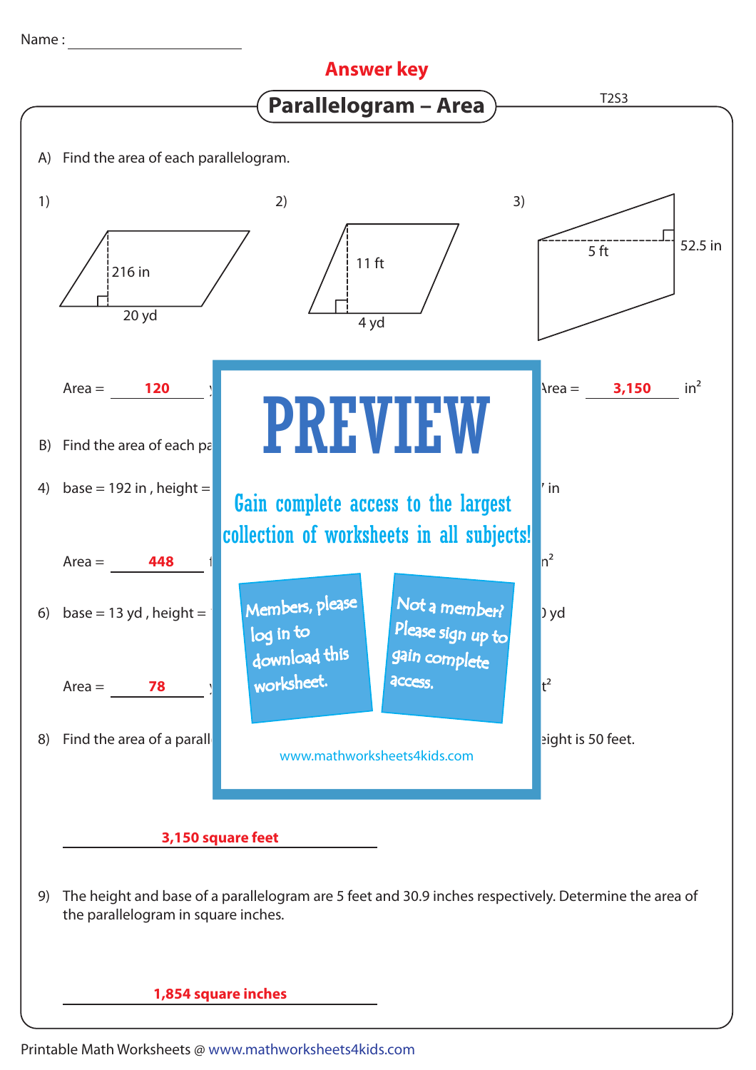Name :

**Answer key**

## Parallelogram – Area

T2S3

A) Find the area of each parallelogram.

1)

216 in

20 yd

2)

11 ft

4 yd

3)

5 ft

52.5 in

Area = **120** y

Area = **3,150** $in^2$

B) Find the area of each pa

4) base = 192 in , height =

in

Area = **448** f

$n^2$

6) base = 13 yd , height =

) yd

Area = **78** y

$t^2$

8) Find the area of a parall

eight is 50 feet.

PREVIEW

Gain complete access to the largest collection of worksheets in all subjects!

Members, please log in to download this worksheet.

Not a member? Please sign up to gain complete access.

www.mathworksheets4kids.com

**3,150 square feet**

9) The height and base of a parallelogram are 5 feet and 30.9 inches respectively. Determine the area of the parallelogram in square inches.

**1,854 square inches**